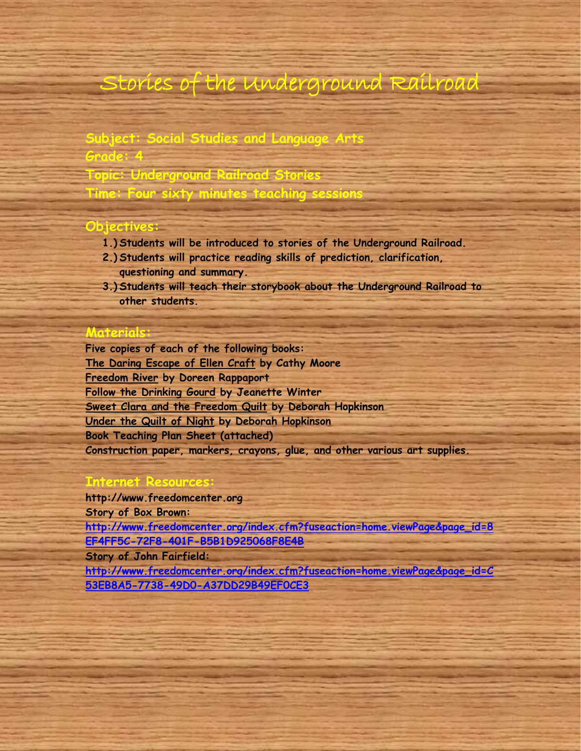# Stories of the Underground Railroad

**Subject: Social Studies and Language Arts**
**Grade: 4**
**Topic: Underground Railroad Stories**
**Time: Four sixty minutes teaching sessions**

## Objectives:

1.) Students will be introduced to stories of the Underground Railroad.
2.) Students will practice reading skills of prediction, clarification, questioning and summary.
3.) Students will teach their storybook about the Underground Railroad to other students.

## Materials:

Five copies of each of the following books:
The Daring Escape of Ellen Craft by Cathy Moore
Freedom River by Doreen Rappaport
Follow the Drinking Gourd by Jeanette Winter
Sweet Clara and the Freedom Quilt by Deborah Hopkinson
Under the Quilt of Night by Deborah Hopkinson
Book Teaching Plan Sheet (attached)
Construction paper, markers, crayons, glue, and other various art supplies.

## Internet Resources:

http://www.freedomcenter.org
Story of Box Brown:
http://www.freedomcenter.org/index.cfm?fuseaction=home.viewPage&page_id=8EF4FF5C-72F8-401F-B5B1D925068F8E4B
Story of John Fairfield:
http://www.freedomcenter.org/index.cfm?fuseaction=home.viewPage&page_id=C53EB8A5-7738-49D0-A37DD29B49EF0CE3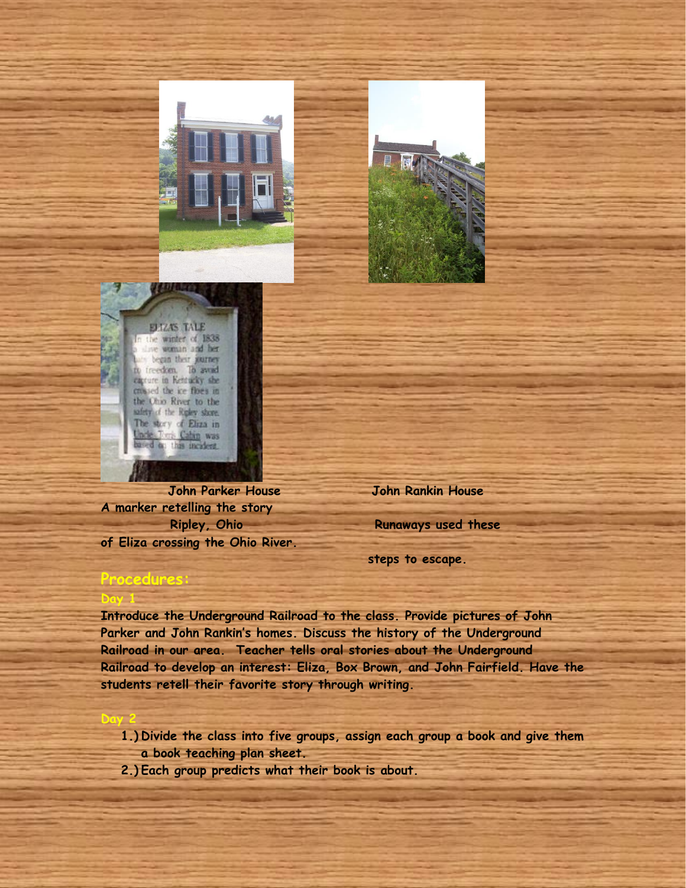John Parker House
Ripley, Ohio

A marker retelling the story of Eliza crossing the Ohio River.

John Rankin House
Runaways used these steps to escape.

## Procedures:

### Day 1

**Introduce the Underground Railroad to the class. Provide pictures of John Parker and John Rankin's homes. Discuss the history of the Underground Railroad in our area. Teacher tells oral stories about the Underground Railroad to develop an interest: Eliza, Box Brown, and John Fairfield. Have the students retell their favorite story through writing.**

### Day 2

1.) **Divide the class into five groups, assign each group a book and give them a book teaching plan sheet.**
2.) **Each group predicts what their book is about.**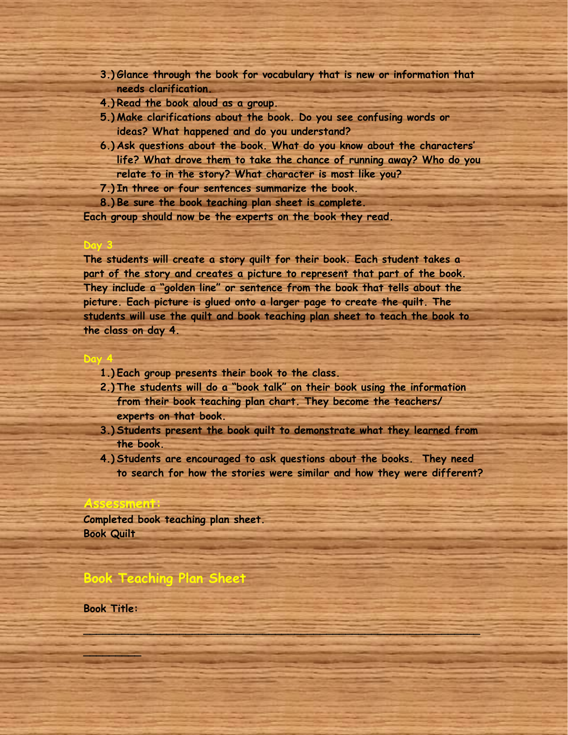3.) Glance through the book for vocabulary that is new or information that needs clarification.
4.) Read the book aloud as a group.
5.) Make clarifications about the book. Do you see confusing words or ideas? What happened and do you understand?
6.) Ask questions about the book. What do you know about the characters' life? What drove them to take the chance of running away? Who do you relate to in the story? What character is most like you?
7.) In three or four sentences summarize the book.
8.) Be sure the book teaching plan sheet is complete.

**Each group should now be the experts on the book they read.**

## Day 3

The students will create a story quilt for their book. Each student takes a part of the story and creates a picture to represent that part of the book. They include a "golden line" or sentence from the book that tells about the picture. Each picture is glued onto a larger page to create the quilt. The students will use the quilt and book teaching plan sheet to teach the book to the class on day 4.

## Day 4

1.) Each group presents their book to the class.
2.) The students will do a "book talk" on their book using the information from their book teaching plan chart. They become the teachers/ experts on that book.
3.) Students present the book quilt to demonstrate what they learned from the book.
4.) Students are encouraged to ask questions about the books. They need to search for how the stories were similar and how they were different?

## Assessment:

Completed book teaching plan sheet.
Book Quilt

## Book Teaching Plan Sheet

**Book Title:**

______________________________________________________________________________

_________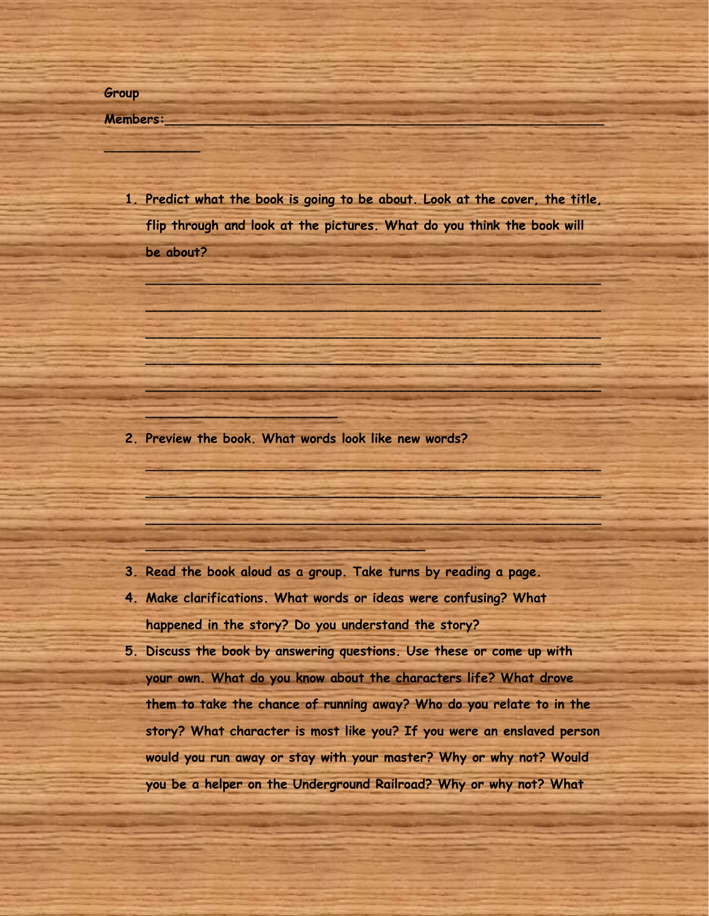Group

Members:_______________________________________________________

___________

1. Predict what the book is going to be about. Look at the cover, the title, flip through and look at the pictures. What do you think the book will be about?

   ________________________________________________________

   ________________________________________________________

   ________________________________________________________

   ________________________________________________________

   ________________________________________________________

   ________________________

2. Preview the book. What words look like new words?

   ________________________________________________________

   ________________________________________________________

   ________________________________________________________

   ___________________________________

3. Read the book aloud as a group. Take turns by reading a page.
4. Make clarifications. What words or ideas were confusing? What happened in the story? Do you understand the story?
5. Discuss the book by answering questions. Use these or come up with your own. What do you know about the characters life? What drove them to take the chance of running away? Who do you relate to in the story? What character is most like you? If you were an enslaved person would you run away or stay with your master? Why or why not? Would you be a helper on the Underground Railroad? Why or why not? What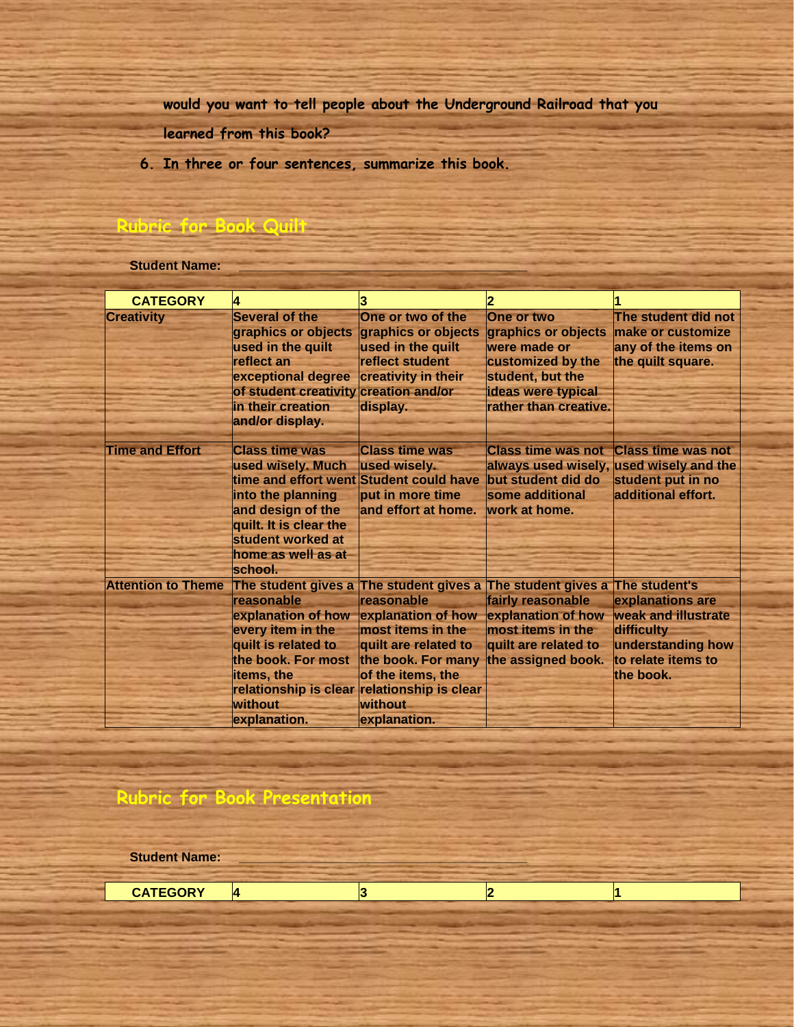would you want to tell people about the Underground Railroad that you learned from this book?

6. In three or four sentences, summarize this book.

## Rubric for Book Quilt

**Student Name:** ________________________________________

| CATEGORY | 4 | 3 | 2 | 1 |
|---|---|---|---|---|
| Creativity | Several of the graphics or objects used in the quilt reflect an exceptional degree of student creativity in their creation and/or display. | One or two of the graphics or objects used in the quilt reflect student creativity in their creation and/or display. | One or two graphics or objects were made or customized by the student, but the ideas were typical rather than creative. | The student did not make or customize any of the items on the quilt square. |
| Time and Effort | Class time was used wisely. Much time and effort went into the planning and design of the quilt. It is clear the student worked at home as well as at school. | Class time was used wisely. Student could have put in more time and effort at home. | Class time was not always used wisely, but student did do some additional work at home. | Class time was not used wisely and the student put in no additional effort. |
| Attention to Theme | The student gives a reasonable explanation of how every item in the quilt is related to the book. For most items, the relationship is clear without explanation. | The student gives a reasonable explanation of how most items in the quilt are related to the book. For many of the items, the relationship is clear without explanation. | The student gives a fairly reasonable explanation of how most items in the quilt are related to the assigned book. | The student's explanations are weak and illustrate difficulty understanding how to relate items to the book. |

## Rubric for Book Presentation

**Student Name:** ________________________________________

| CATEGORY | 4 | 3 | 2 | 1 |
|---|---|---|---|---|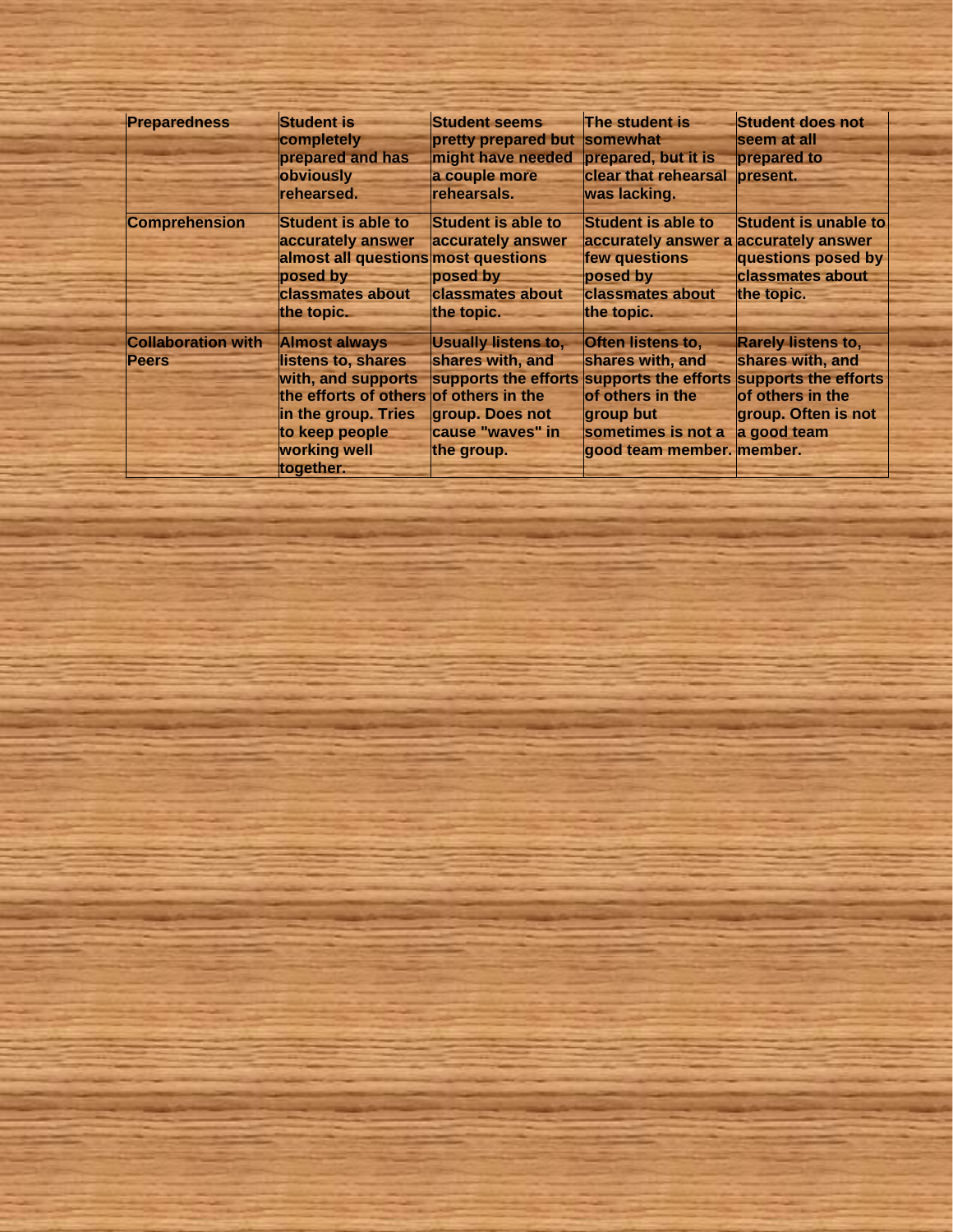| | | | | |
|---|---|---|---|---|
| **Preparedness** | **Student is completely prepared and has obviously rehearsed.** | **Student seems pretty prepared but might have needed a couple more rehearsals.** | **The student is somewhat prepared, but it is clear that rehearsal was lacking.** | **Student does not seem at all prepared to present.** |
| **Comprehension** | **Student is able to accurately answer almost all questions posed by classmates about the topic.** | **Student is able to accurately answer most questions posed by classmates about the topic.** | **Student is able to accurately answer a few questions posed by classmates about the topic.** | **Student is unable to accurately answer questions posed by classmates about the topic.** |
| **Collaboration with Peers** | **Almost always listens to, shares with, and supports the efforts of others in the group. Tries to keep people working well together.** | **Usually listens to, shares with, and supports the efforts of others in the group. Does not cause "waves" in the group.** | **Often listens to, shares with, and supports the efforts of others in the group but sometimes is not a good team member.** | **Rarely listens to, shares with, and supports the efforts of others in the group. Often is not a good team member.** |